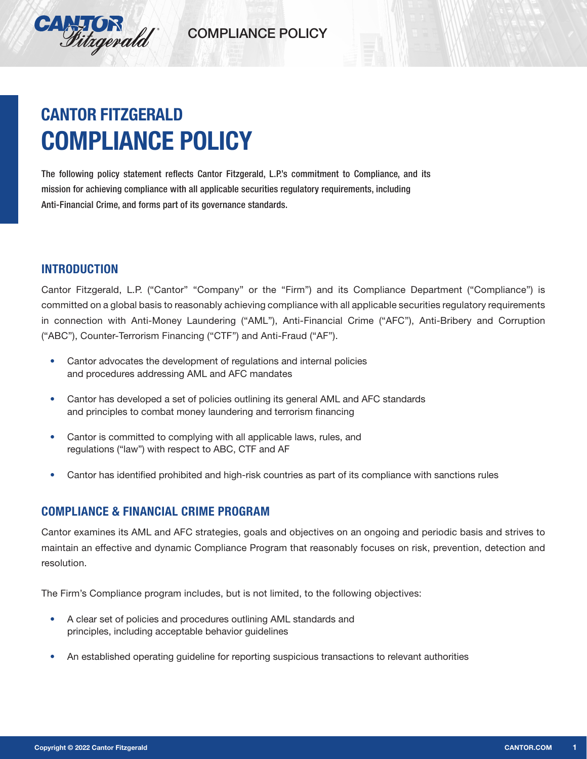# CANTOR FITZGERALD
# COMPLIANCE POLICY

**The following policy statement reflects Cantor Fitzgerald, L.P.'s commitment to Compliance, and its mission for achieving compliance with all applicable securities regulatory requirements, including Anti-Financial Crime, and forms part of its governance standards.**

## INTRODUCTION

Cantor Fitzgerald, L.P. ("Cantor" "Company" or the "Firm") and its Compliance Department ("Compliance") is committed on a global basis to reasonably achieving compliance with all applicable securities regulatory requirements in connection with Anti-Money Laundering ("AML"), Anti-Financial Crime ("AFC"), Anti-Bribery and Corruption ("ABC"), Counter-Terrorism Financing ("CTF") and Anti-Fraud ("AF").

- Cantor advocates the development of regulations and internal policies and procedures addressing AML and AFC mandates
- Cantor has developed a set of policies outlining its general AML and AFC standards and principles to combat money laundering and terrorism financing
- Cantor is committed to complying with all applicable laws, rules, and regulations ("law") with respect to ABC, CTF and AF
- Cantor has identified prohibited and high-risk countries as part of its compliance with sanctions rules

## COMPLIANCE & FINANCIAL CRIME PROGRAM

Cantor examines its AML and AFC strategies, goals and objectives on an ongoing and periodic basis and strives to maintain an effective and dynamic Compliance Program that reasonably focuses on risk, prevention, detection and resolution.

The Firm's Compliance program includes, but is not limited, to the following objectives:

- A clear set of policies and procedures outlining AML standards and principles, including acceptable behavior guidelines
- An established operating guideline for reporting suspicious transactions to relevant authorities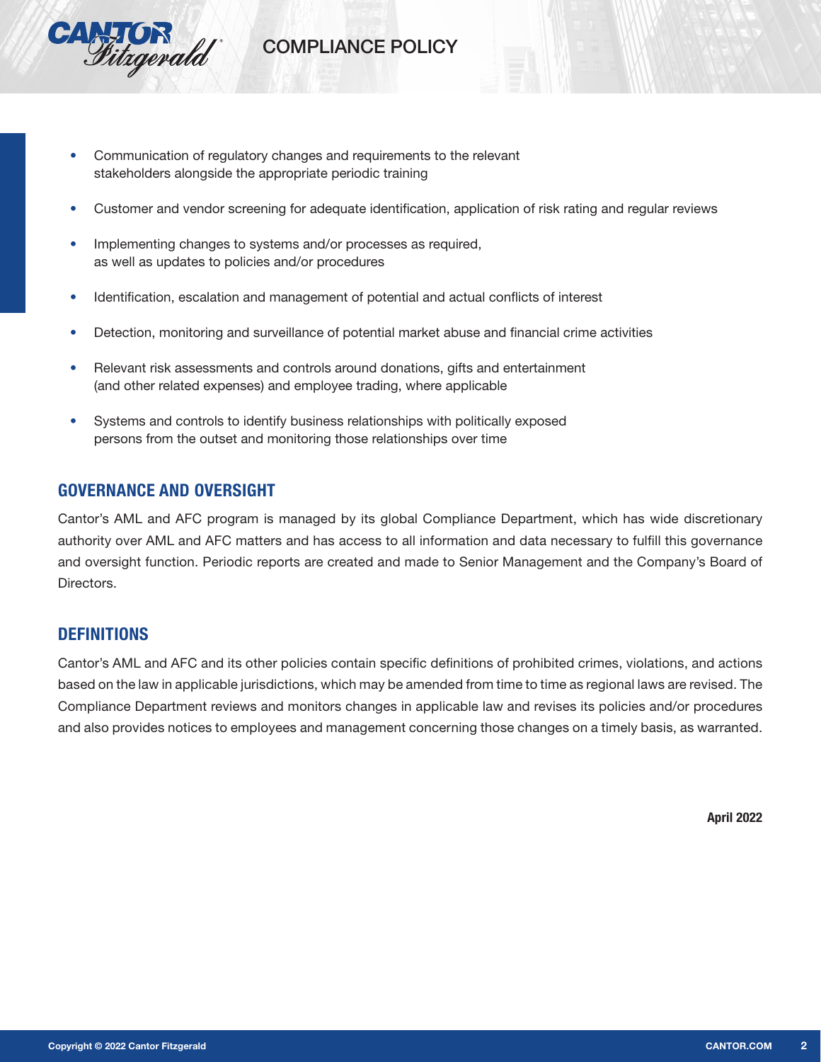- Communication of regulatory changes and requirements to the relevant stakeholders alongside the appropriate periodic training
- Customer and vendor screening for adequate identification, application of risk rating and regular reviews
- Implementing changes to systems and/or processes as required, as well as updates to policies and/or procedures
- Identification, escalation and management of potential and actual conflicts of interest
- Detection, monitoring and surveillance of potential market abuse and financial crime activities
- Relevant risk assessments and controls around donations, gifts and entertainment (and other related expenses) and employee trading, where applicable
- Systems and controls to identify business relationships with politically exposed persons from the outset and monitoring those relationships over time

## GOVERNANCE AND OVERSIGHT

Cantor's AML and AFC program is managed by its global Compliance Department, which has wide discretionary authority over AML and AFC matters and has access to all information and data necessary to fulfill this governance and oversight function. Periodic reports are created and made to Senior Management and the Company's Board of Directors.

## DEFINITIONS

Cantor's AML and AFC and its other policies contain specific definitions of prohibited crimes, violations, and actions based on the law in applicable jurisdictions, which may be amended from time to time as regional laws are revised. The Compliance Department reviews and monitors changes in applicable law and revises its policies and/or procedures and also provides notices to employees and management concerning those changes on a timely basis, as warranted.

**April 2022**